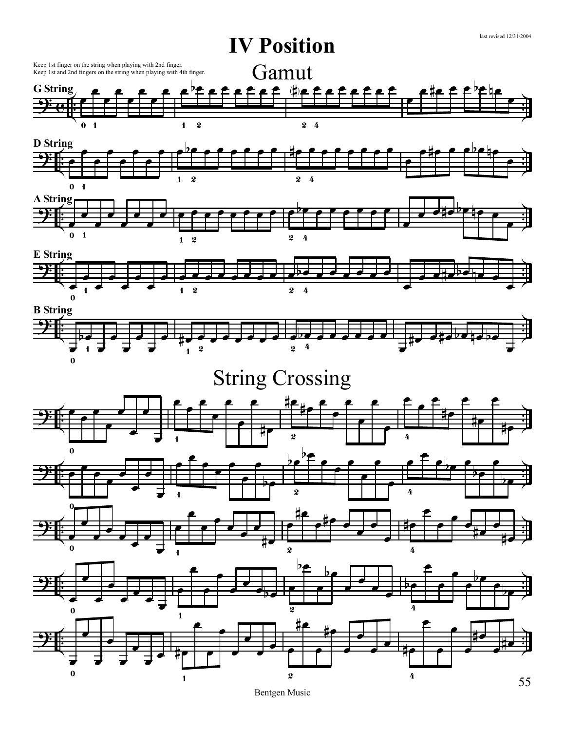# IV Position

last revised 12/31/2004

Keep 1st finger on the string when playing with 2nd finger.
Keep 1st and 2nd fingers on the string when playing with 4th finger.

## Gamut

G String

D String

A String

E String

B String

## String Crossing

Bentgen Music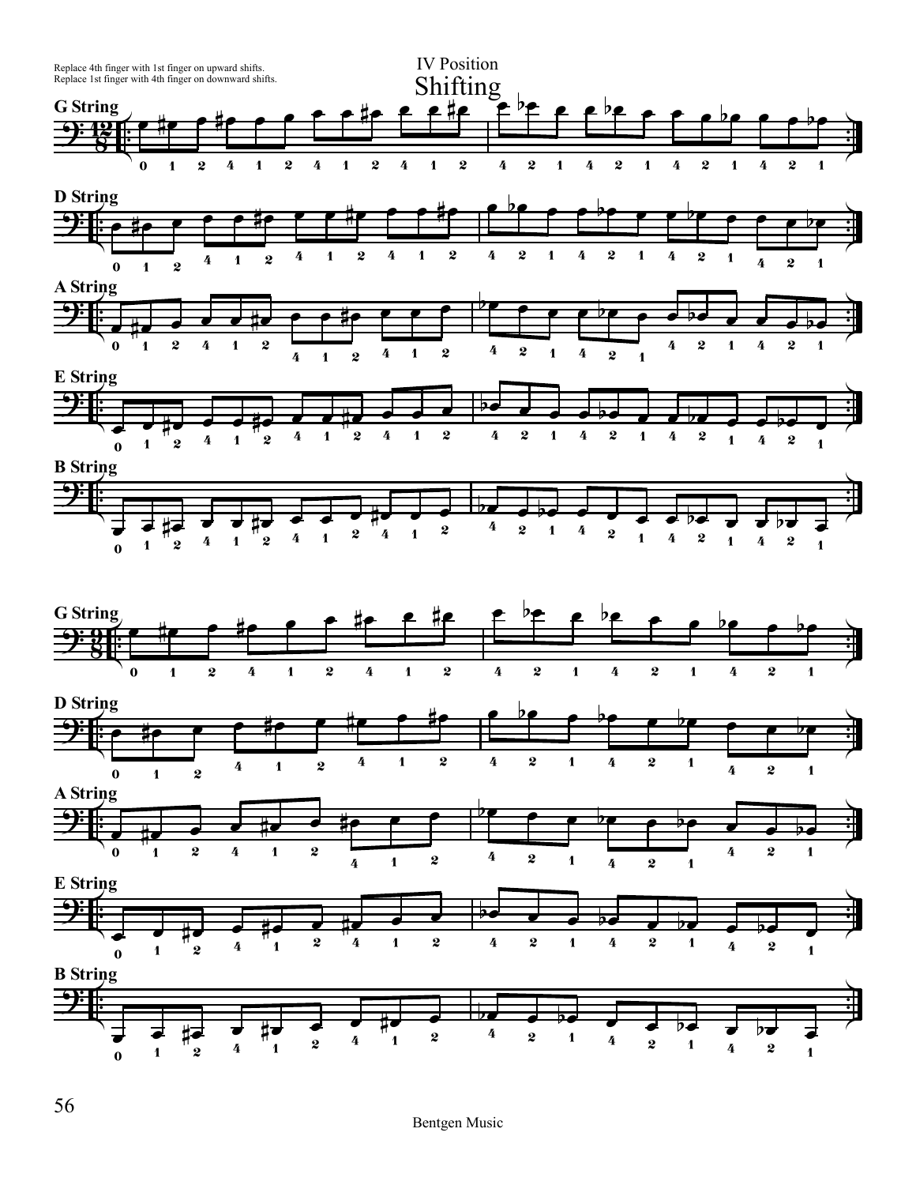Replace 4th finger with 1st finger on upward shifts.
Replace 1st finger with 4th finger on downward shifts.

IV Position

# Shifting

**G String**

0 1 2 4 1 2 4 1 2 4 1 2 | 4 2 1 4 2 1 4 2 1 4 2 1

**D String**

0 1 2 4 1 2 4 1 2 4 1 2 | 4 2 1 4 2 1 4 2 1 4 2 1

**A String**

0 1 2 4 1 2 4 1 2 4 1 2 | 4 2 1 4 2 1 4 2 1 4 2 1

**E String**

0 1 2 4 1 2 4 1 2 4 1 2 | 4 2 1 4 2 1 4 2 1 4 2 1

**B String**

0 1 2 4 1 2 4 1 2 4 1 2 | 4 2 1 4 2 1 4 2 1 4 2 1

**G String**

0 1 2 4 1 2 4 1 2 | 4 2 1 4 2 1 4 2 1

**D String**

0 1 2 4 1 2 4 1 2 | 4 2 1 4 2 1 4 2 1

**A String**

0 1 2 4 1 2 4 1 2 | 4 2 1 4 2 1 4 2 1

**E String**

0 1 2 4 1 2 4 1 2 | 4 2 1 4 2 1 4 2 1

**B String**

0 1 2 4 1 2 4 1 2 | 4 2 1 4 2 1 4 2 1

Bentgen Music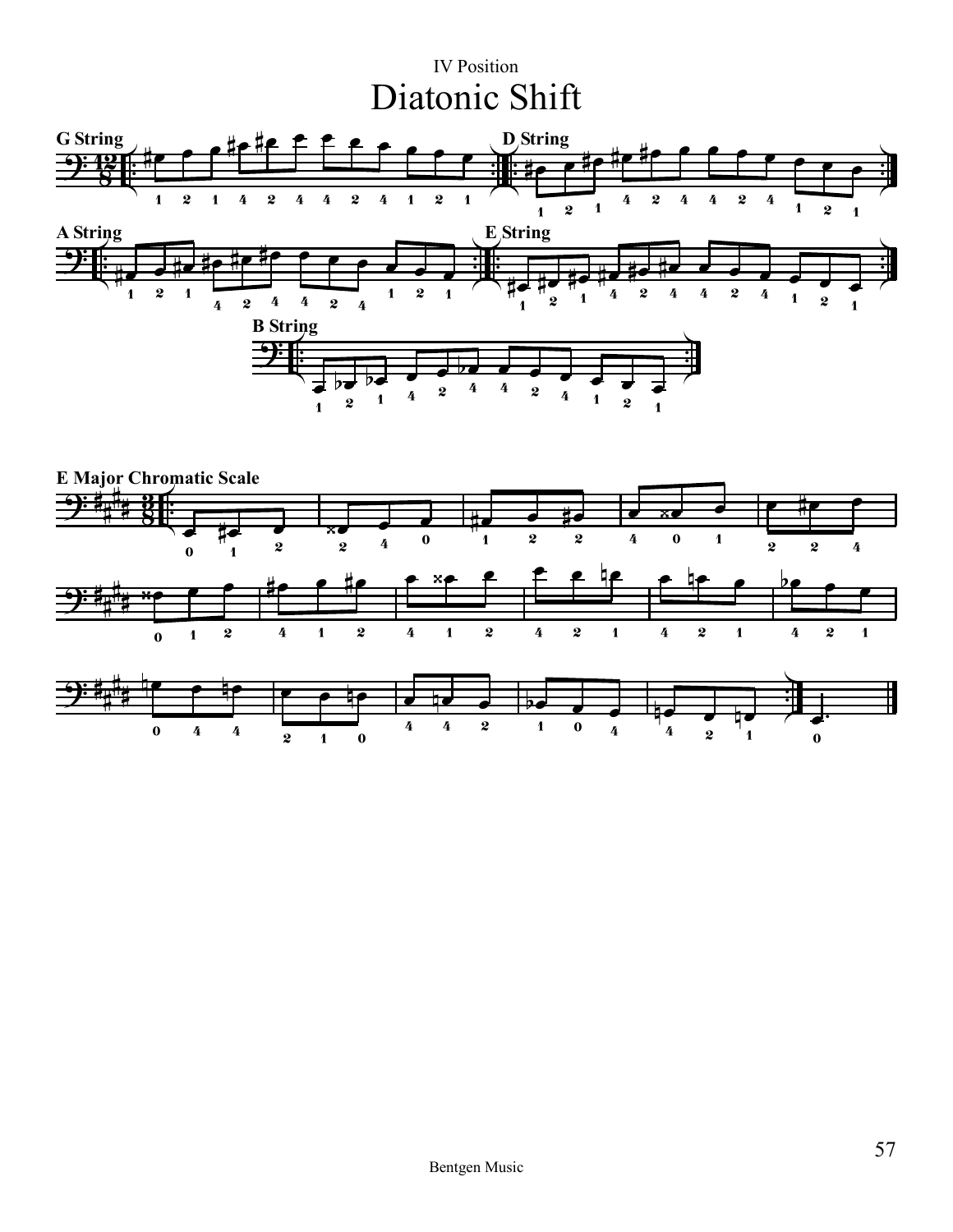IV Position

# Diatonic Shift

**G String**

**D String**

**A String**

**E String**

**B String**

**E Major Chromatic Scale**

Bentgen Music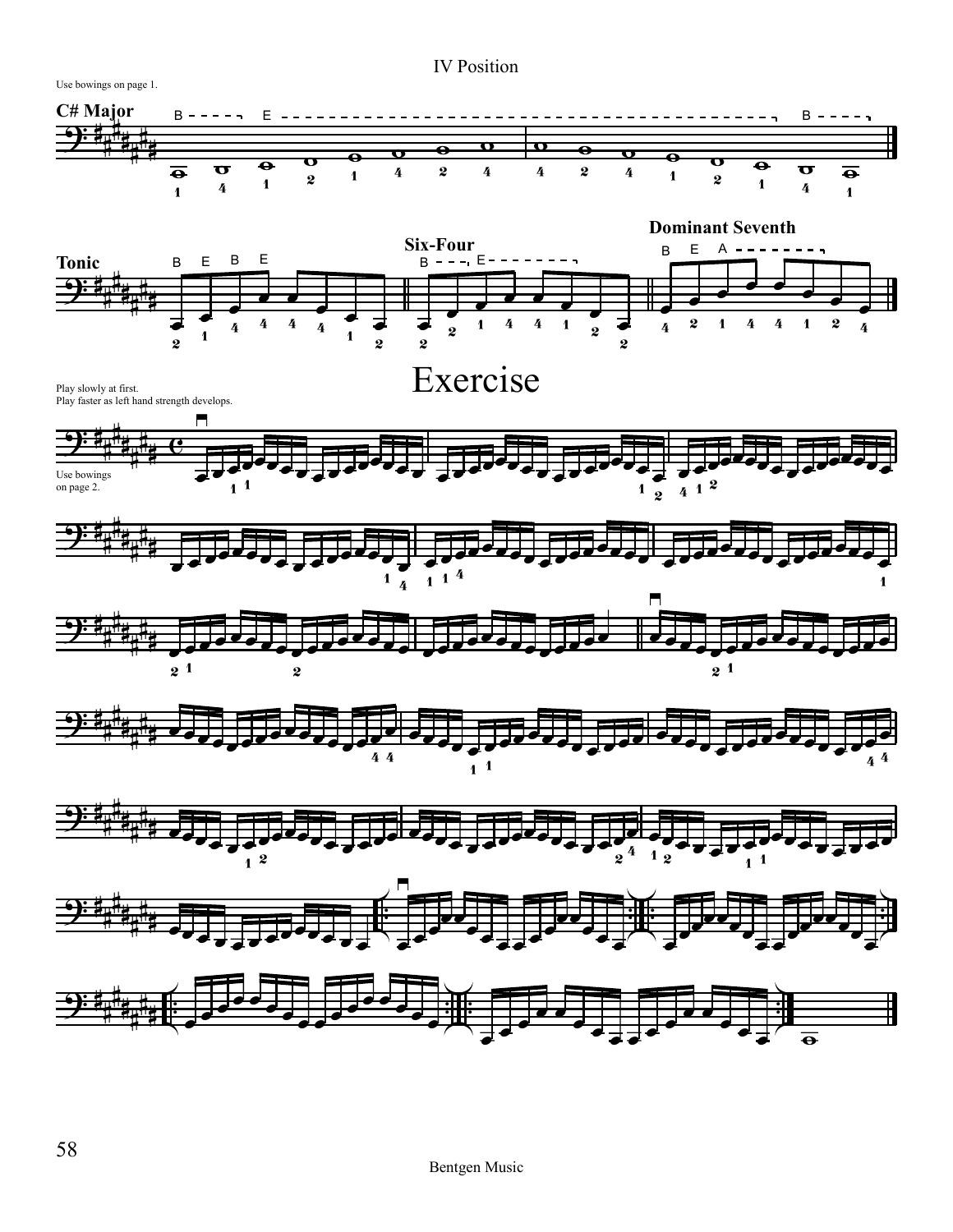# IV Position

Use bowings on page 1.

**C# Major**

**Tonic**

**Six-Four**

**Dominant Seventh**

# Exercise

Play slowly at first.
Play faster as left hand strength develops.

Use bowings on page 2.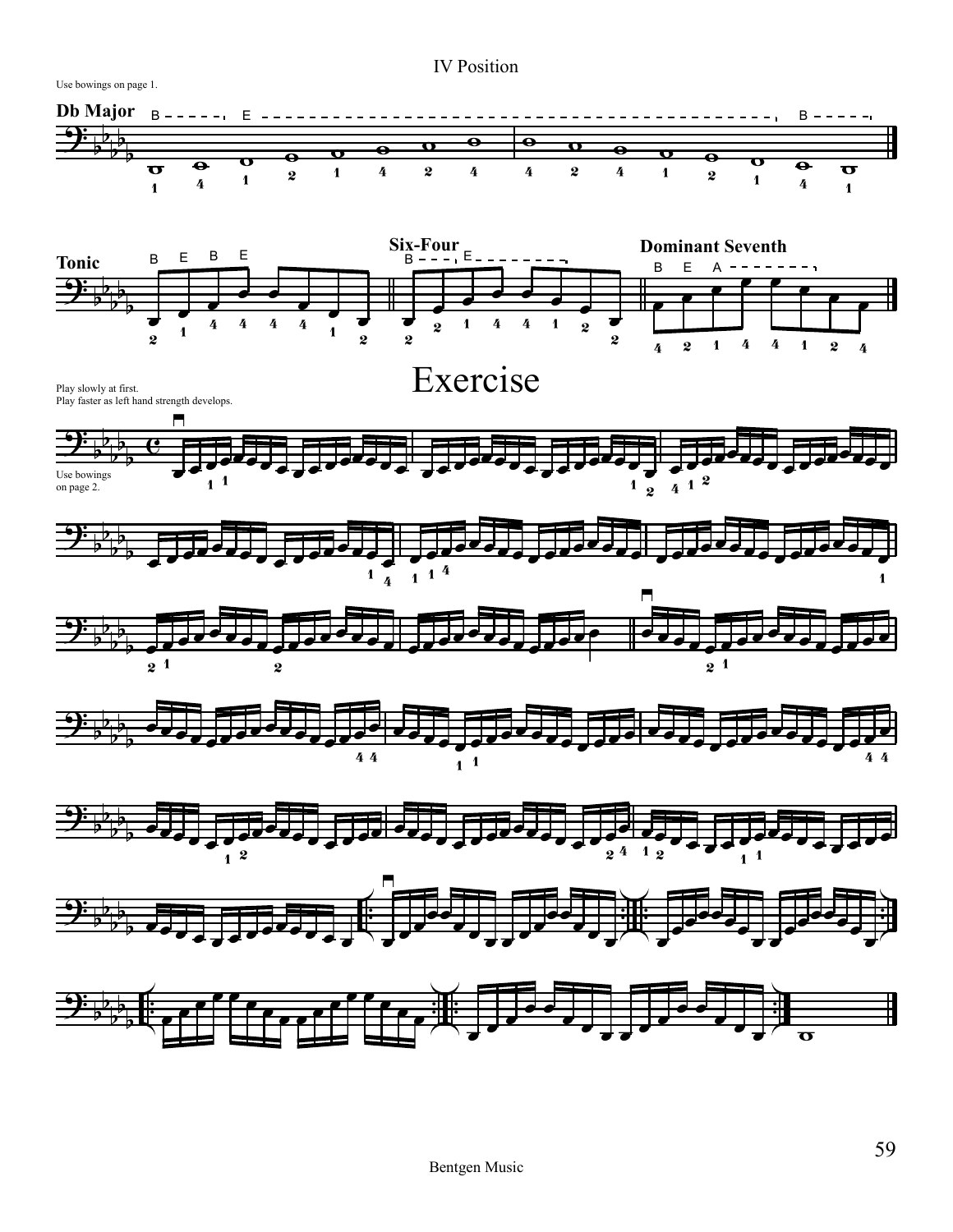IV Position

Use bowings on page 1.

**Db Major**

**Tonic**

**Six-Four**

**Dominant Seventh**

# Exercise

Play slowly at first.
Play faster as left hand strength develops.

Use bowings on page 2.

Bentgen Music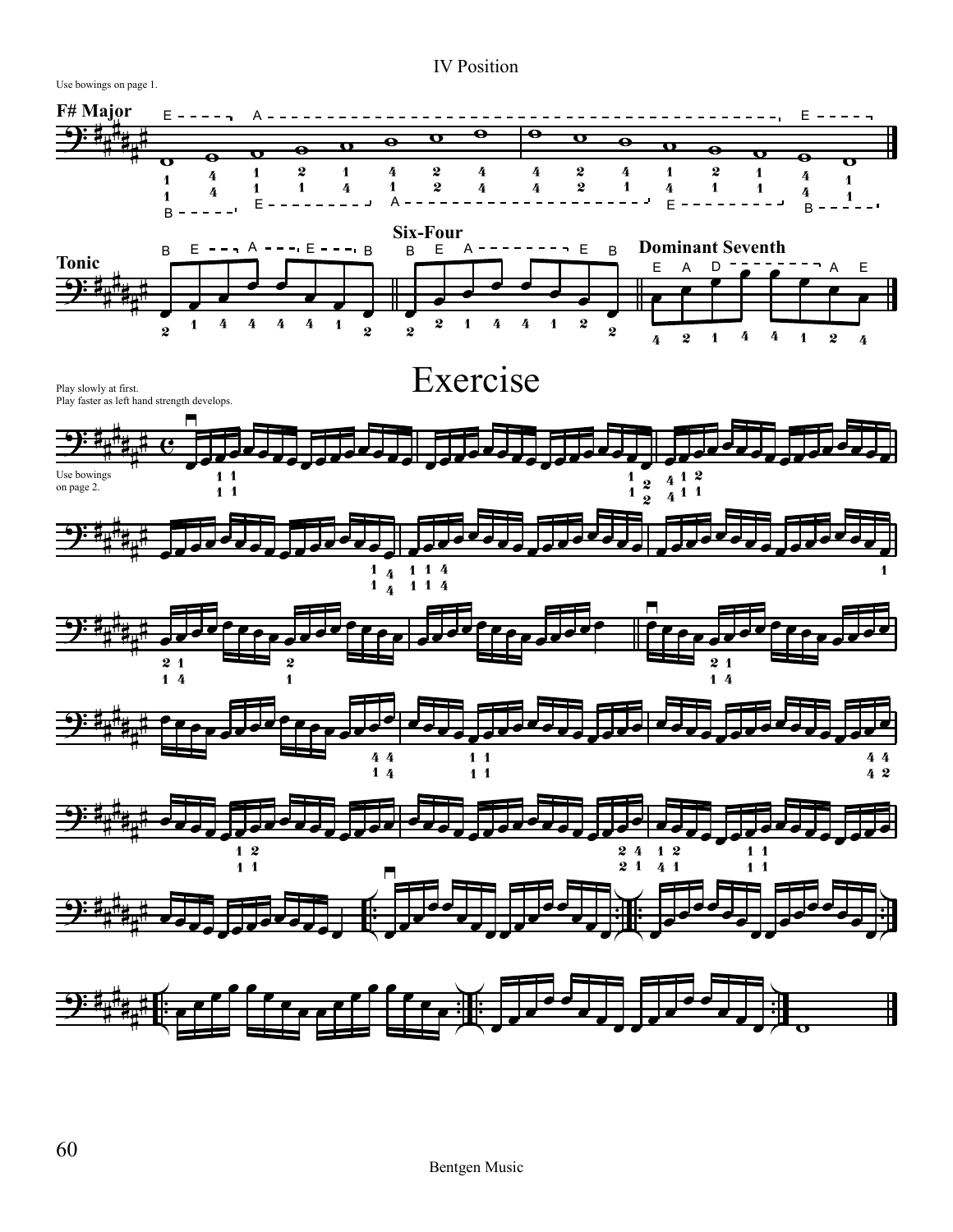# IV Position

Use bowings on page 1.

**F# Major**

**Tonic**

**Six-Four**

**Dominant Seventh**

# Exercise

Play slowly at first.
Play faster as left hand strength develops.

Use bowings on page 2.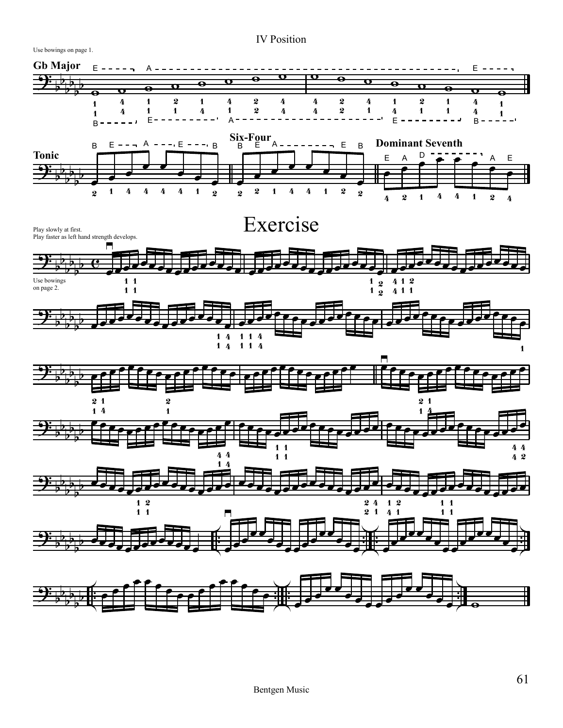IV Position

Use bowings on page 1.

**Gb Major**

**Tonic**

**Six-Four**

**Dominant Seventh**

# Exercise

Play slowly at first.
Play faster as left hand strength develops.

Use bowings on page 2.

Bentgen Music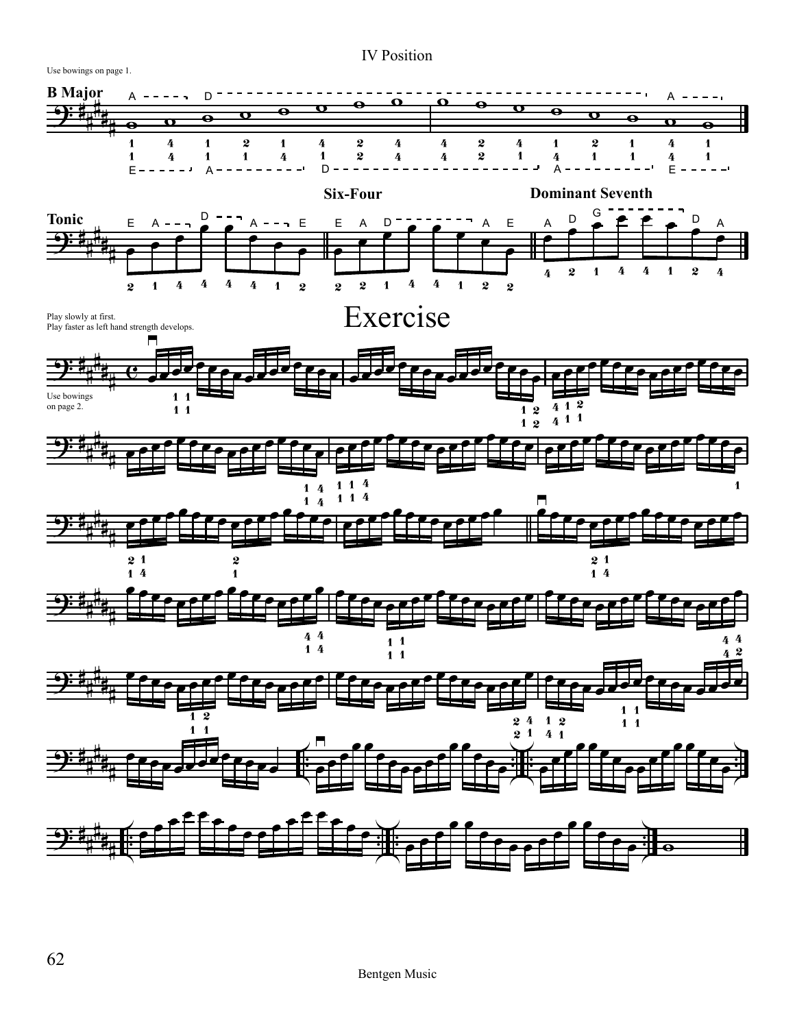# IV Position

Use bowings on page 1.

**B Major**

**Tonic**

**Six-Four**

**Dominant Seventh**

# Exercise

Play slowly at first.
Play faster as left hand strength develops.

Use bowings on page 2.

Bentgen Music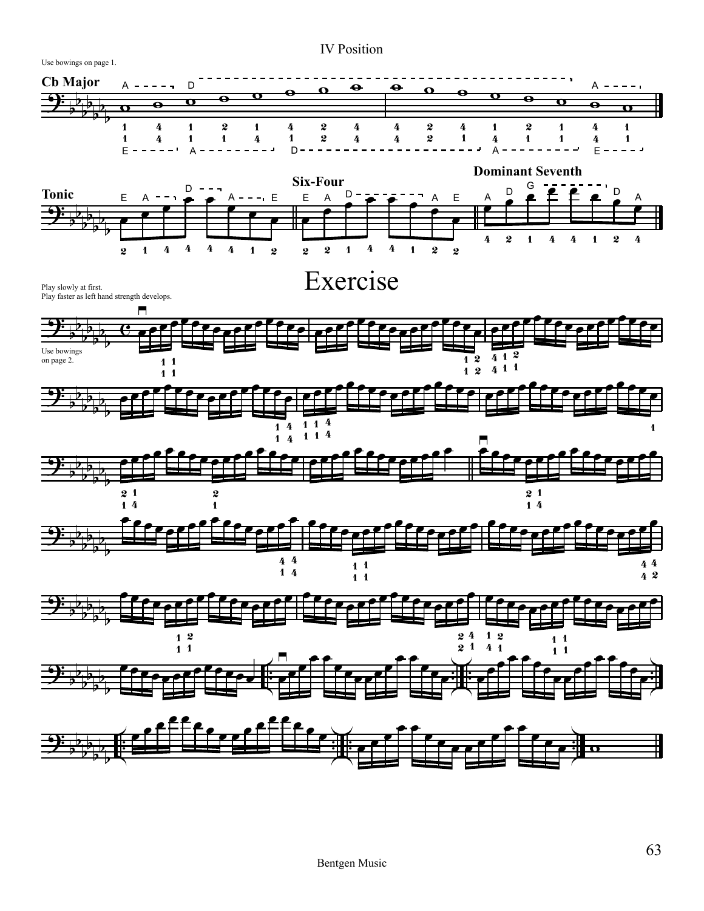# IV Position

Use bowings on page 1.

**Cb Major**

**Tonic**

**Six-Four**

**Dominant Seventh**

## Exercise

Play slowly at first.
Play faster as left hand strength develops.

Use bowings on page 2.

Bentgen Music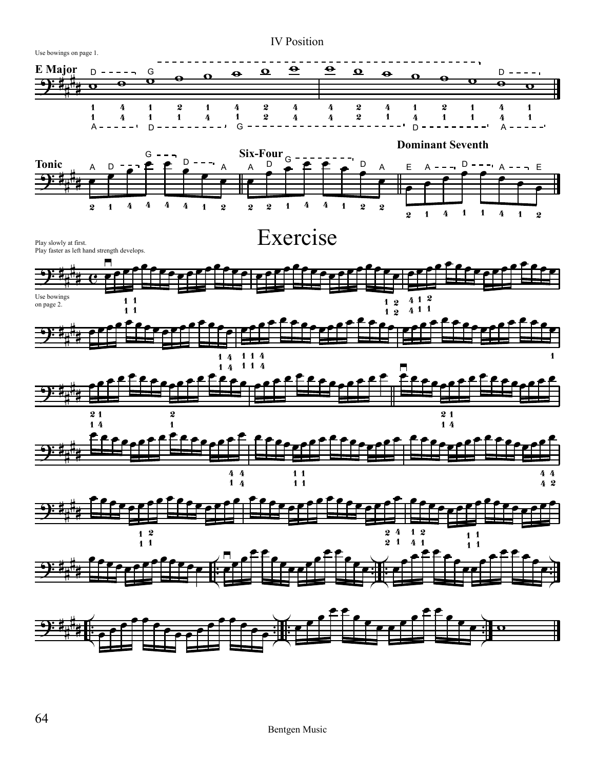# IV Position

Use bowings on page 1.

**E Major**

**Tonic**

**Six-Four**

**Dominant Seventh**

## Exercise

Play slowly at first.
Play faster as left hand strength develops.

Use bowings on page 2.

Bentgen Music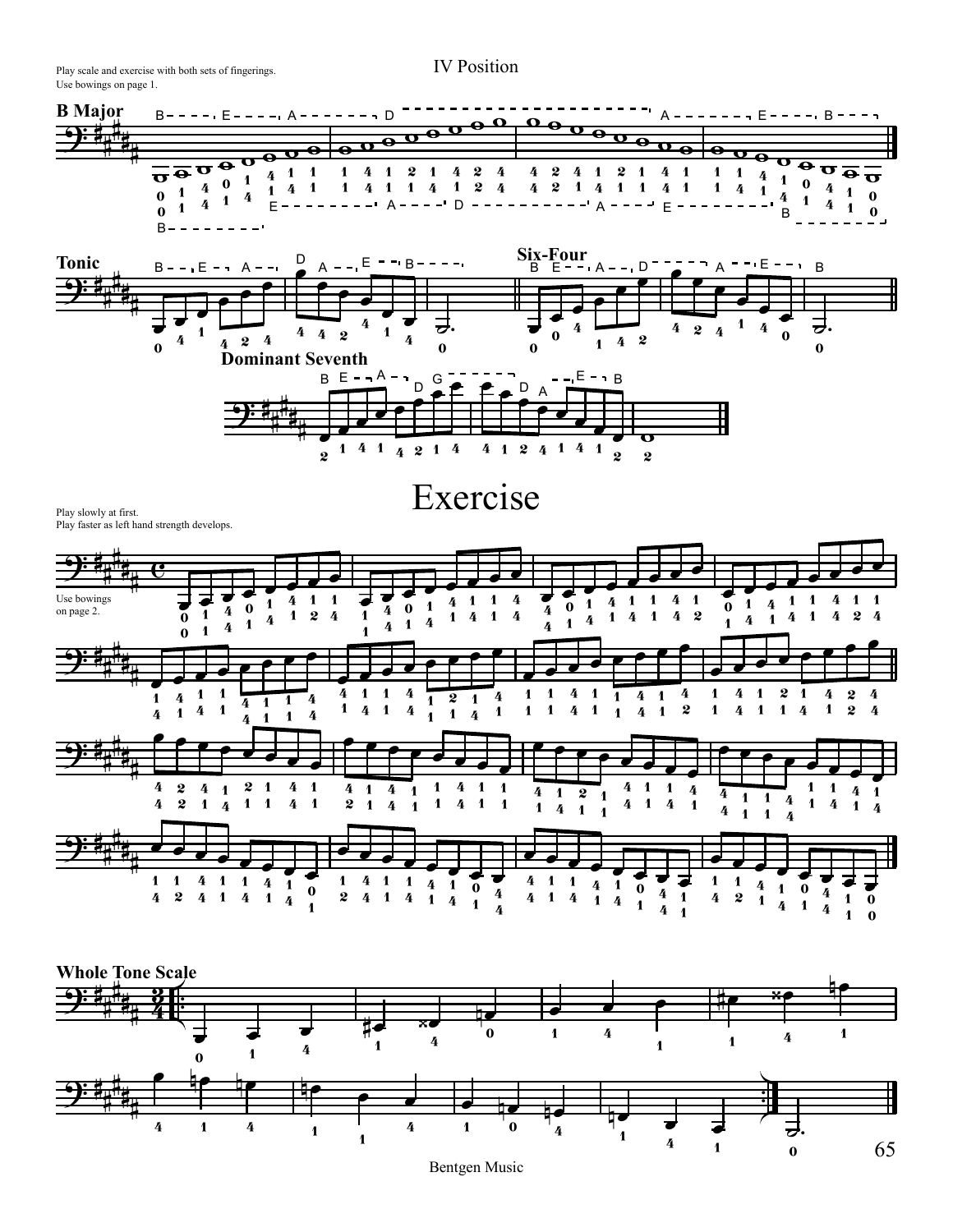Play scale and exercise with both sets of fingerings.
Use bowings on page 1.

# IV Position

## B Major

### Tonic

### Six-Four

### Dominant Seventh

# Exercise

Play slowly at first.
Play faster as left hand strength develops.

Use bowings on page 2.

## Whole Tone Scale

Bentgen Music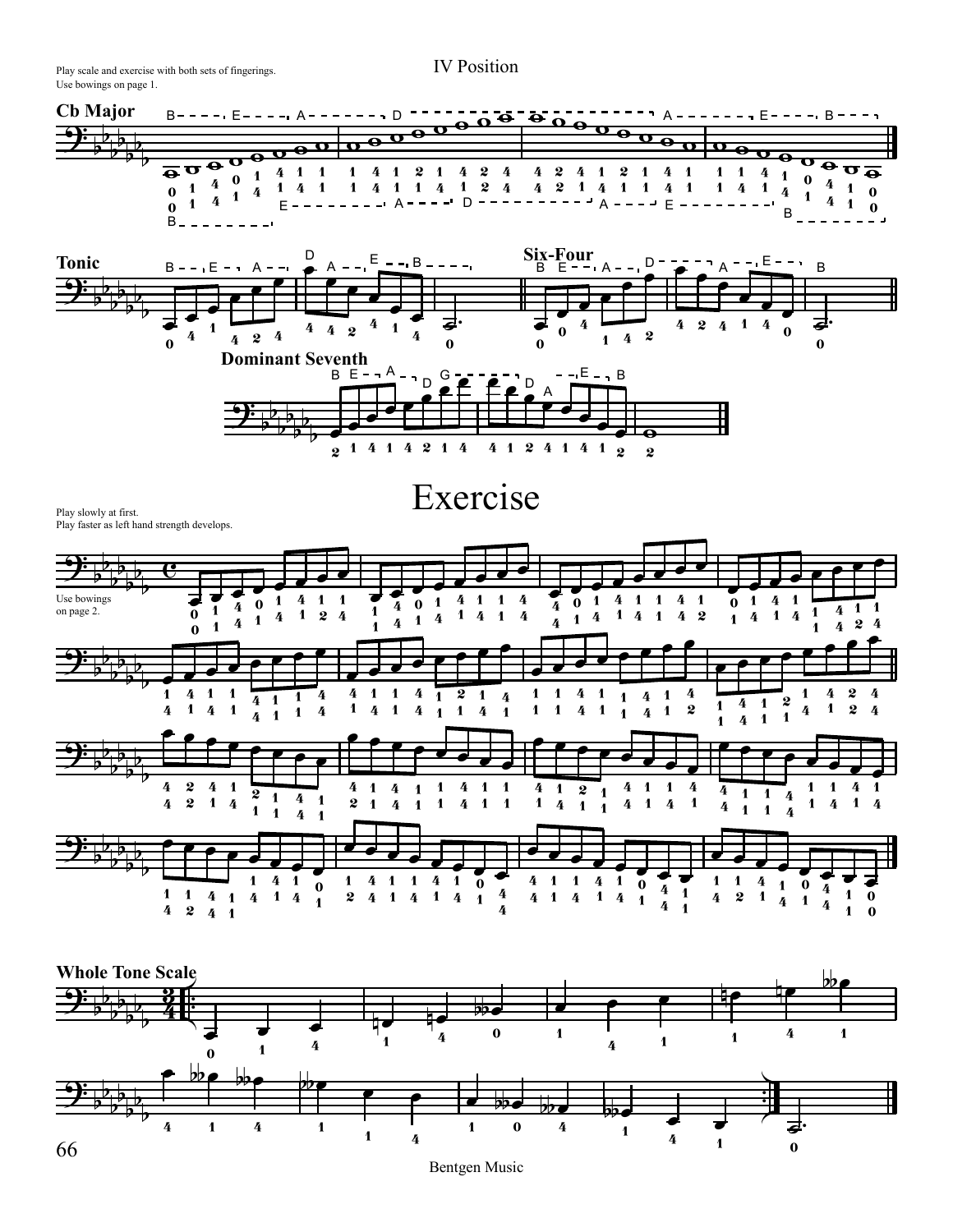Play scale and exercise with both sets of fingerings.
Use bowings on page 1.

# IV Position

## Cb Major

## Tonic

## Six-Four

## Dominant Seventh

# Exercise

Play slowly at first.
Play faster as left hand strength develops.

Use bowings on page 2.

## Whole Tone Scale

Bentgen Music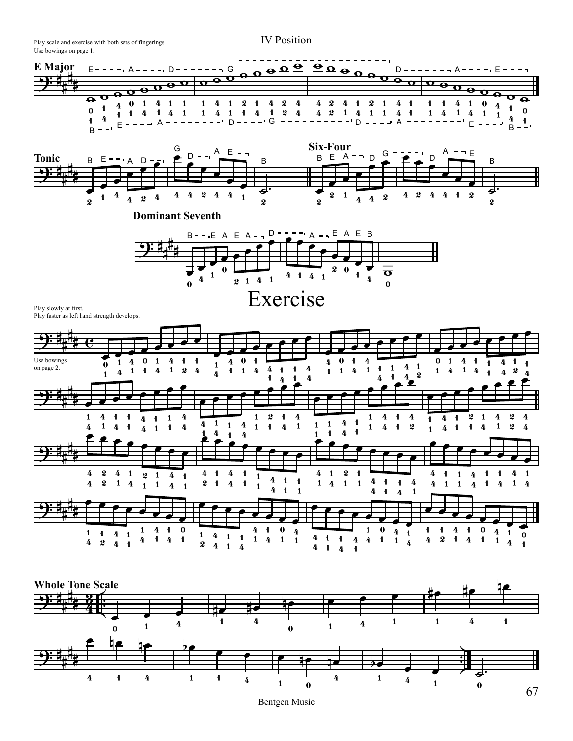Play scale and exercise with both sets of fingerings.
Use bowings on page 1.

## IV Position

### E Major

### Tonic

### Six-Four

### Dominant Seventh

# Exercise

Play slowly at first.
Play faster as left hand strength develops.

Use bowings on page 2.

### Whole Tone Scale

Bentgen Music